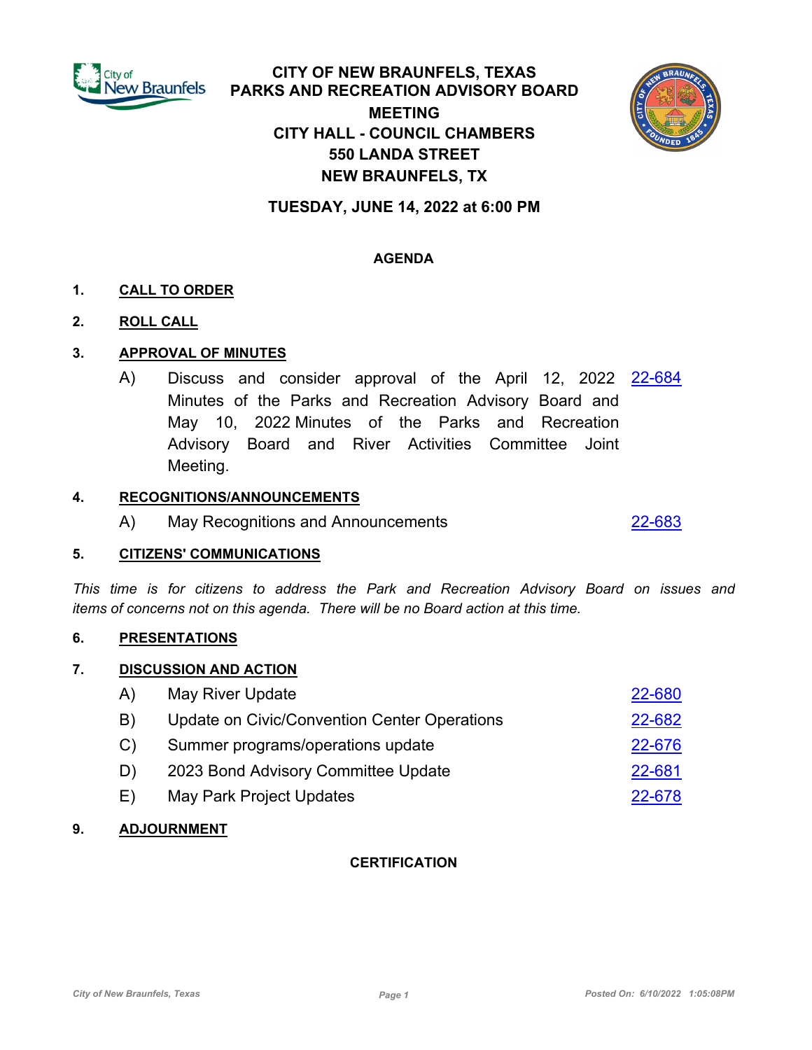# CITY OF NEW BRAUNFELS, TEXAS
# PARKS AND RECREATION ADVISORY BOARD MEETING

**CITY HALL - COUNCIL CHAMBERS**
**550 LANDA STREET**
**NEW BRAUNFELS, TX**

**TUESDAY, JUNE 14, 2022 at 6:00 PM**

## AGENDA

**1. CALL TO ORDER**

**2. ROLL CALL**

**3. APPROVAL OF MINUTES**

A) Discuss and consider approval of the April 12, 2022 Minutes of the Parks and Recreation Advisory Board and May 10, 2022 Minutes of the Parks and Recreation Advisory Board and River Activities Committee Joint Meeting. [22-684](22-684)

**4. RECOGNITIONS/ANNOUNCEMENTS**

A) May Recognitions and Announcements [22-683](22-683)

**5. CITIZENS' COMMUNICATIONS**

*This time is for citizens to address the Park and Recreation Advisory Board on issues and items of concerns not on this agenda. There will be no Board action at this time.*

**6. PRESENTATIONS**

**7. DISCUSSION AND ACTION**

A) May River Update [22-680](22-680)

B) Update on Civic/Convention Center Operations [22-682](22-682)

C) Summer programs/operations update [22-676](22-676)

D) 2023 Bond Advisory Committee Update [22-681](22-681)

E) May Park Project Updates [22-678](22-678)

**9. ADJOURNMENT**

**CERTIFICATION**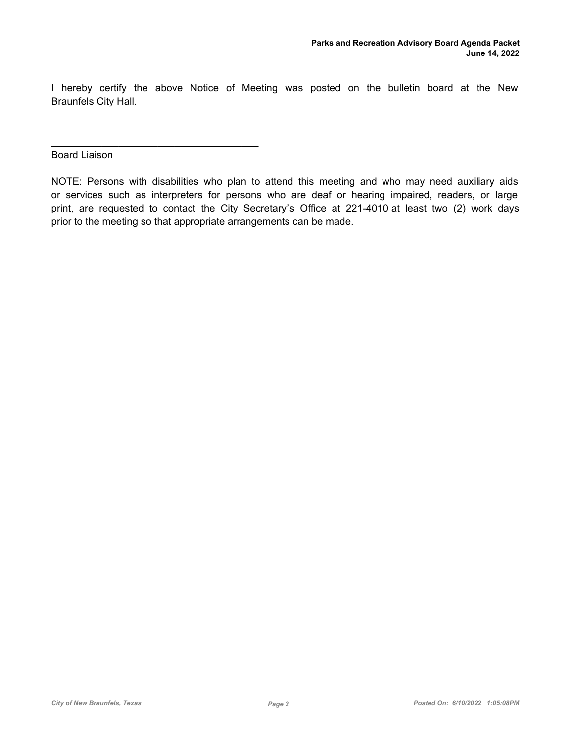I hereby certify the above Notice of Meeting was posted on the bulletin board at the New Braunfels City Hall.

\_\_\_\_\_\_\_\_\_\_\_\_\_\_\_\_\_\_\_\_\_\_\_\_\_\_\_\_\_\_\_\_\_\_\_\_\_\_

Board Liaison

NOTE: Persons with disabilities who plan to attend this meeting and who may need auxiliary aids or services such as interpreters for persons who are deaf or hearing impaired, readers, or large print, are requested to contact the City Secretary's Office at 221-4010 at least two (2) work days prior to the meeting so that appropriate arrangements can be made.